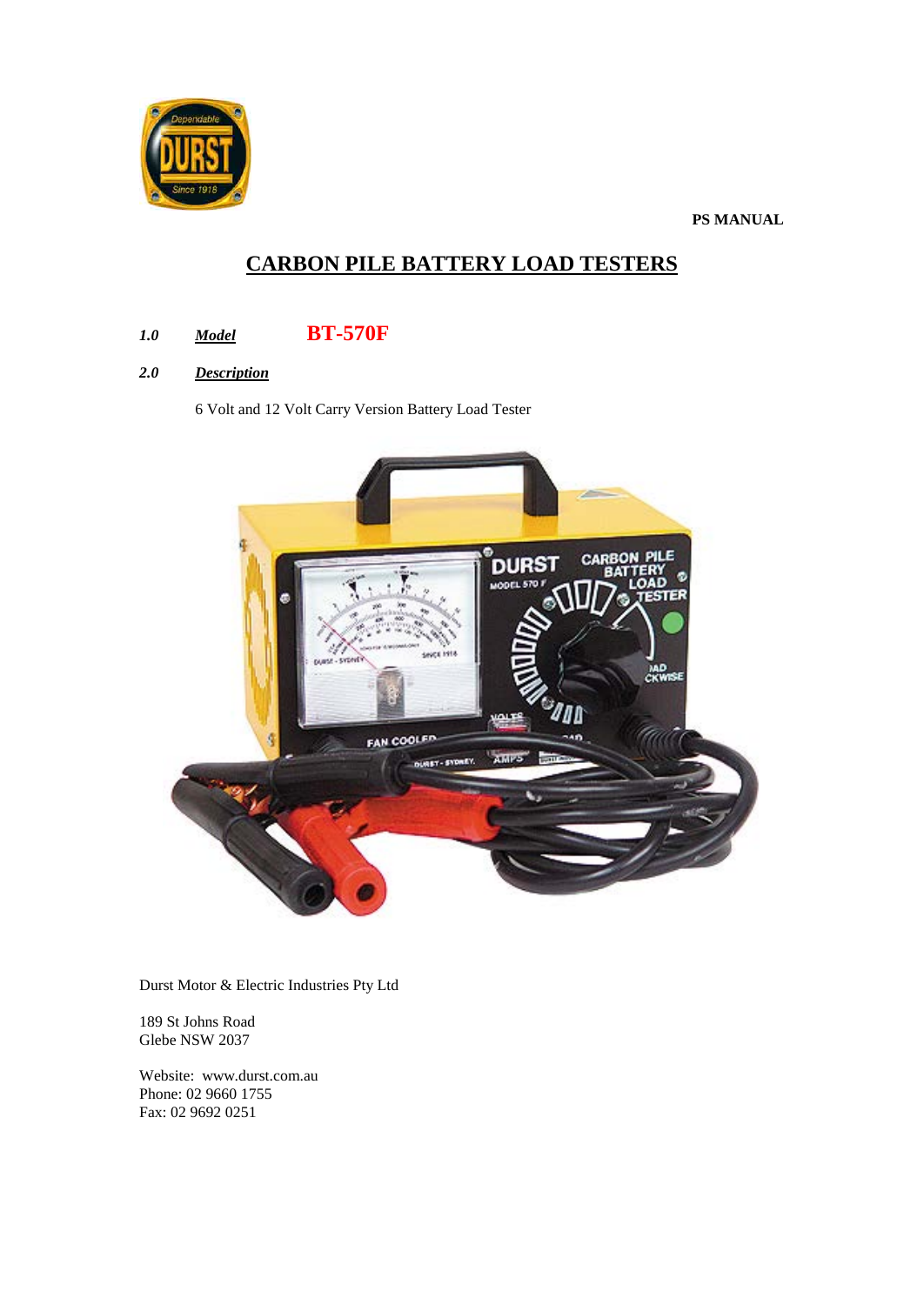**PS MANUAL**

# CARBON PILE BATTERY LOAD TESTERS

***1.0 Model*** **BT-570F**

***2.0 Description***

6 Volt and 12 Volt Carry Version Battery Load Tester

Durst Motor & Electric Industries Pty Ltd

189 St Johns Road
Glebe NSW 2037

Website: www.durst.com.au
Phone: 02 9660 1755
Fax: 02 9692 0251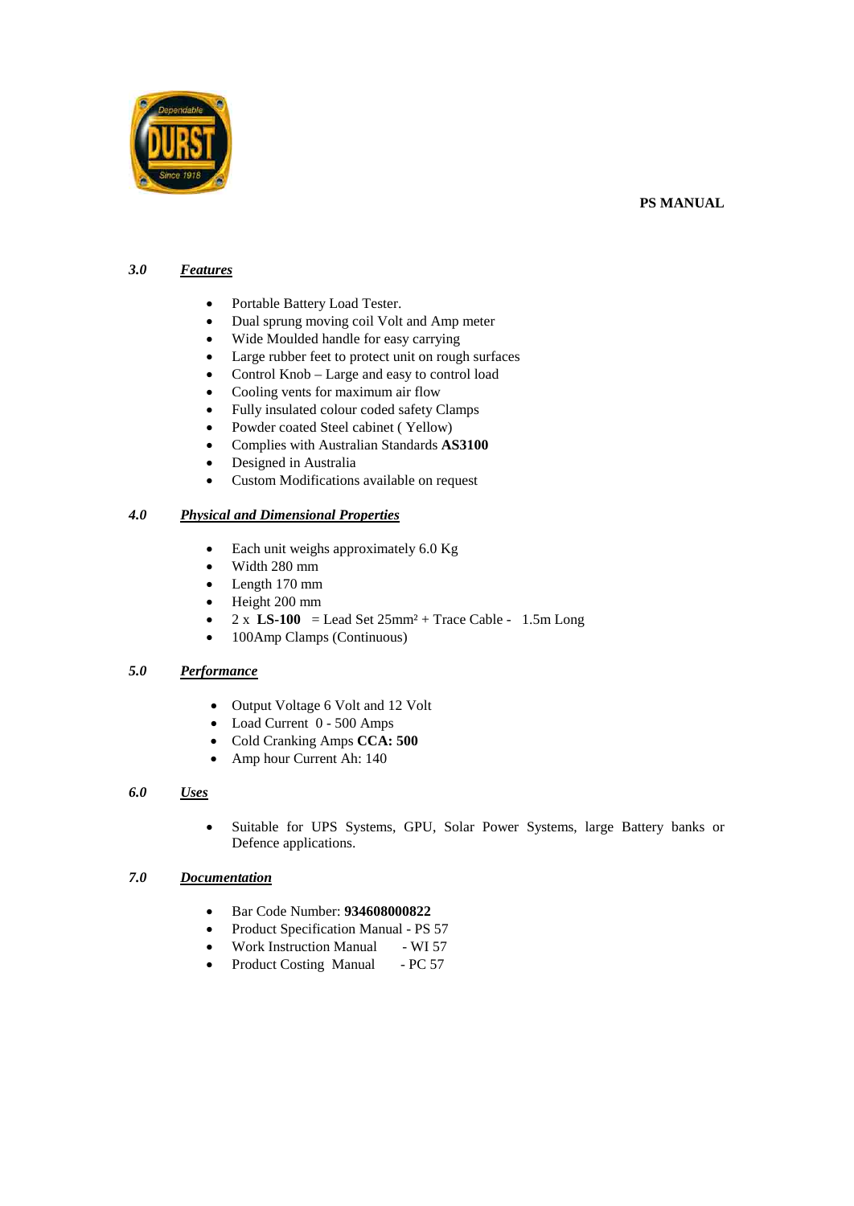**PS MANUAL**

### *3.0 Features*

- Portable Battery Load Tester.
- Dual sprung moving coil Volt and Amp meter
- Wide Moulded handle for easy carrying
- Large rubber feet to protect unit on rough surfaces
- Control Knob – Large and easy to control load
- Cooling vents for maximum air flow
- Fully insulated colour coded safety Clamps
- Powder coated Steel cabinet ( Yellow)
- Complies with Australian Standards **AS3100**
- Designed in Australia
- Custom Modifications available on request

### *4.0 Physical and Dimensional Properties*

- Each unit weighs approximately 6.0 Kg
- Width 280 mm
- Length 170 mm
- Height 200 mm
- 2 x **LS-100** = Lead Set 25mm² + Trace Cable - 1.5m Long
- 100Amp Clamps (Continuous)

### *5.0 Performance*

- Output Voltage 6 Volt and 12 Volt
- Load Current 0 - 500 Amps
- Cold Cranking Amps **CCA: 500**
- Amp hour Current Ah: 140

### *6.0 Uses*

- Suitable for UPS Systems, GPU, Solar Power Systems, large Battery banks or Defence applications.

### *7.0 Documentation*

- Bar Code Number: **934608000822**
- Product Specification Manual - PS 57
- Work Instruction Manual - WI 57
- Product Costing Manual - PC 57